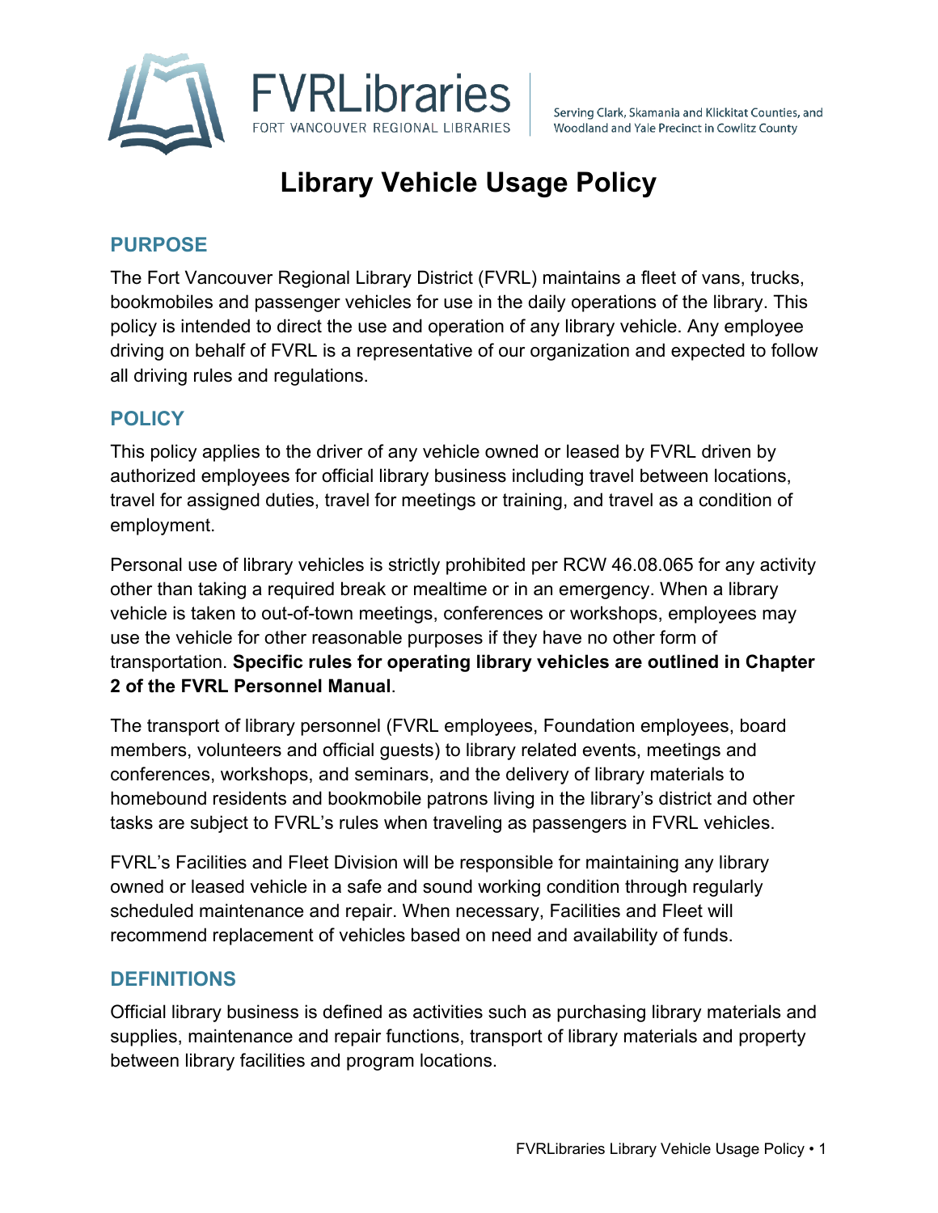FVRLibraries

FORT VANCOUVER REGIONAL LIBRARIES

Serving Clark, Skamania and Klickitat Counties, and Woodland and Yale Precinct in Cowlitz County

# Library Vehicle Usage Policy

## PURPOSE

The Fort Vancouver Regional Library District (FVRL) maintains a fleet of vans, trucks, bookmobiles and passenger vehicles for use in the daily operations of the library. This policy is intended to direct the use and operation of any library vehicle. Any employee driving on behalf of FVRL is a representative of our organization and expected to follow all driving rules and regulations.

## POLICY

This policy applies to the driver of any vehicle owned or leased by FVRL driven by authorized employees for official library business including travel between locations, travel for assigned duties, travel for meetings or training, and travel as a condition of employment.

Personal use of library vehicles is strictly prohibited per RCW 46.08.065 for any activity other than taking a required break or mealtime or in an emergency. When a library vehicle is taken to out-of-town meetings, conferences or workshops, employees may use the vehicle for other reasonable purposes if they have no other form of transportation. **Specific rules for operating library vehicles are outlined in Chapter 2 of the FVRL Personnel Manual**.

The transport of library personnel (FVRL employees, Foundation employees, board members, volunteers and official guests) to library related events, meetings and conferences, workshops, and seminars, and the delivery of library materials to homebound residents and bookmobile patrons living in the library's district and other tasks are subject to FVRL's rules when traveling as passengers in FVRL vehicles.

FVRL's Facilities and Fleet Division will be responsible for maintaining any library owned or leased vehicle in a safe and sound working condition through regularly scheduled maintenance and repair. When necessary, Facilities and Fleet will recommend replacement of vehicles based on need and availability of funds.

## DEFINITIONS

Official library business is defined as activities such as purchasing library materials and supplies, maintenance and repair functions, transport of library materials and property between library facilities and program locations.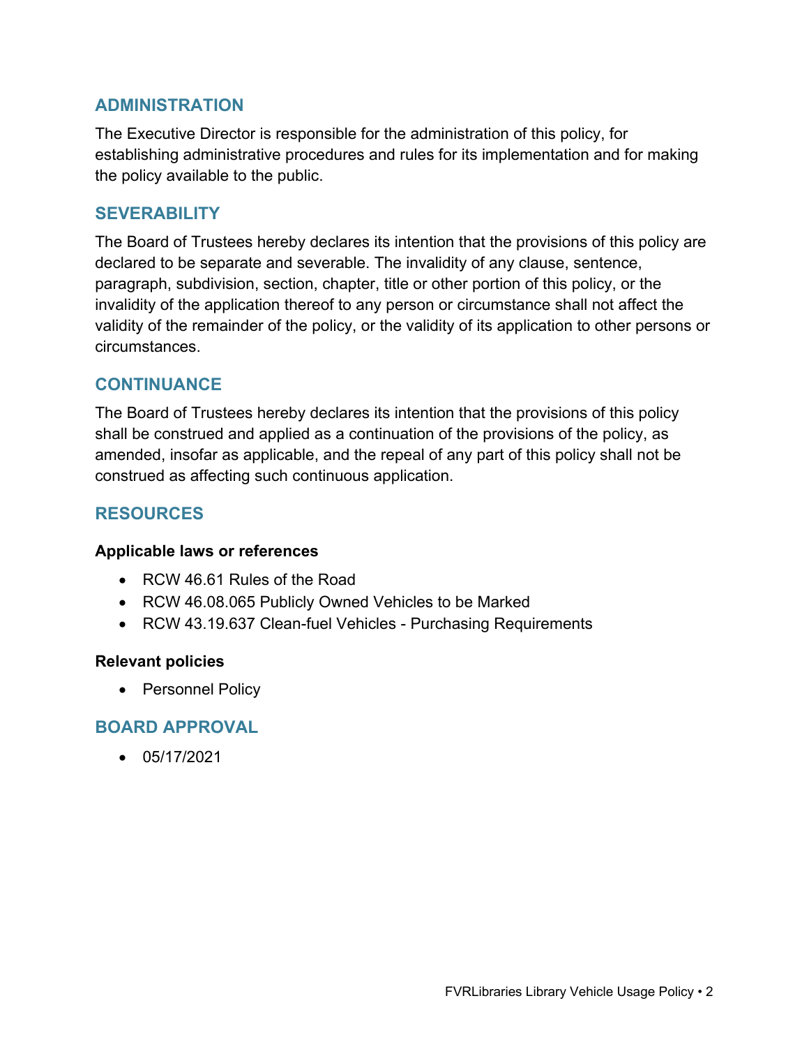## ADMINISTRATION

The Executive Director is responsible for the administration of this policy, for establishing administrative procedures and rules for its implementation and for making the policy available to the public.

## SEVERABILITY

The Board of Trustees hereby declares its intention that the provisions of this policy are declared to be separate and severable. The invalidity of any clause, sentence, paragraph, subdivision, section, chapter, title or other portion of this policy, or the invalidity of the application thereof to any person or circumstance shall not affect the validity of the remainder of the policy, or the validity of its application to other persons or circumstances.

## CONTINUANCE

The Board of Trustees hereby declares its intention that the provisions of this policy shall be construed and applied as a continuation of the provisions of the policy, as amended, insofar as applicable, and the repeal of any part of this policy shall not be construed as affecting such continuous application.

## RESOURCES

**Applicable laws or references**

- RCW 46.61 Rules of the Road
- RCW 46.08.065 Publicly Owned Vehicles to be Marked
- RCW 43.19.637 Clean-fuel Vehicles - Purchasing Requirements

**Relevant policies**

- Personnel Policy

## BOARD APPROVAL

- 05/17/2021